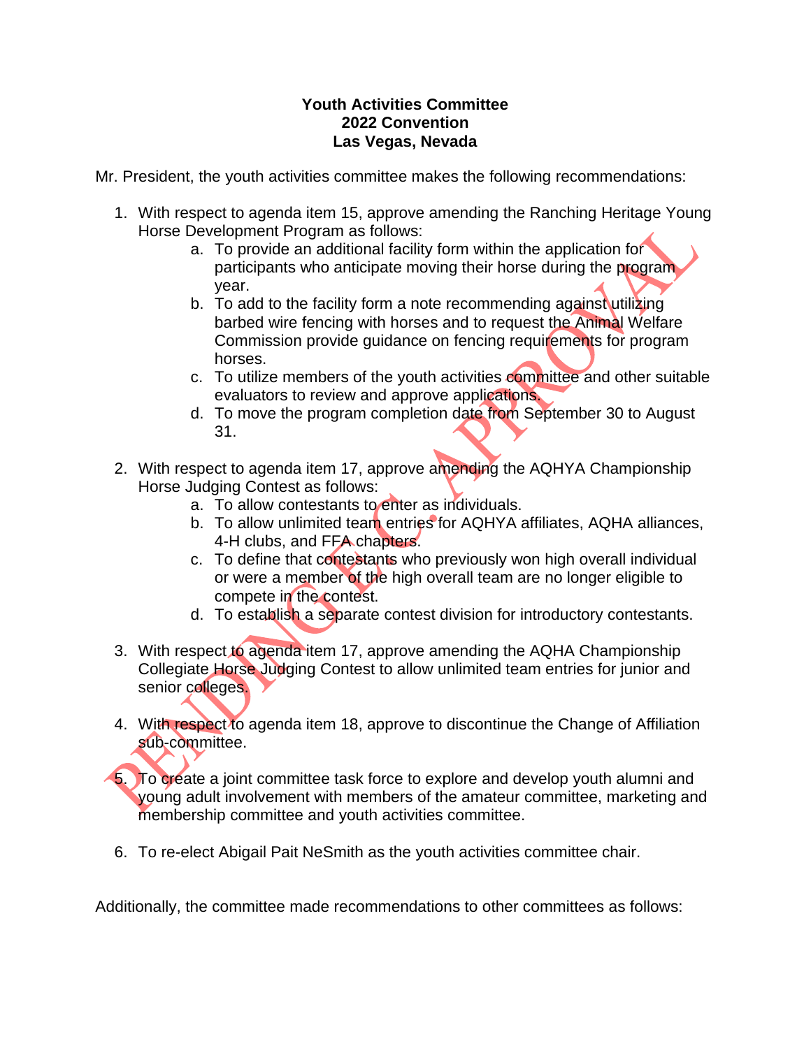**Youth Activities Committee**
**2022 Convention**
**Las Vegas, Nevada**

PENDING EC APPROVAL

Mr. President, the youth activities committee makes the following recommendations:

1. With respect to agenda item 15, approve amending the Ranching Heritage Young Horse Development Program as follows:
    a. To provide an additional facility form within the application for participants who anticipate moving their horse during the program year.
    b. To add to the facility form a note recommending against utilizing barbed wire fencing with horses and to request the Animal Welfare Commission provide guidance on fencing requirements for program horses.
    c. To utilize members of the youth activities committee and other suitable evaluators to review and approve applications.
    d. To move the program completion date from September 30 to August 31.

2. With respect to agenda item 17, approve amending the AQHYA Championship Horse Judging Contest as follows:
    a. To allow contestants to enter as individuals.
    b. To allow unlimited team entries for AQHYA affiliates, AQHA alliances, 4-H clubs, and FFA chapters.
    c. To define that contestants who previously won high overall individual or were a member of the high overall team are no longer eligible to compete in the contest.
    d. To establish a separate contest division for introductory contestants.

3. With respect to agenda item 17, approve amending the AQHA Championship Collegiate Horse Judging Contest to allow unlimited team entries for junior and senior colleges.

4. With respect to agenda item 18, approve to discontinue the Change of Affiliation sub-committee.

5. To create a joint committee task force to explore and develop youth alumni and young adult involvement with members of the amateur committee, marketing and membership committee and youth activities committee.

6. To re-elect Abigail Pait NeSmith as the youth activities committee chair.

Additionally, the committee made recommendations to other committees as follows: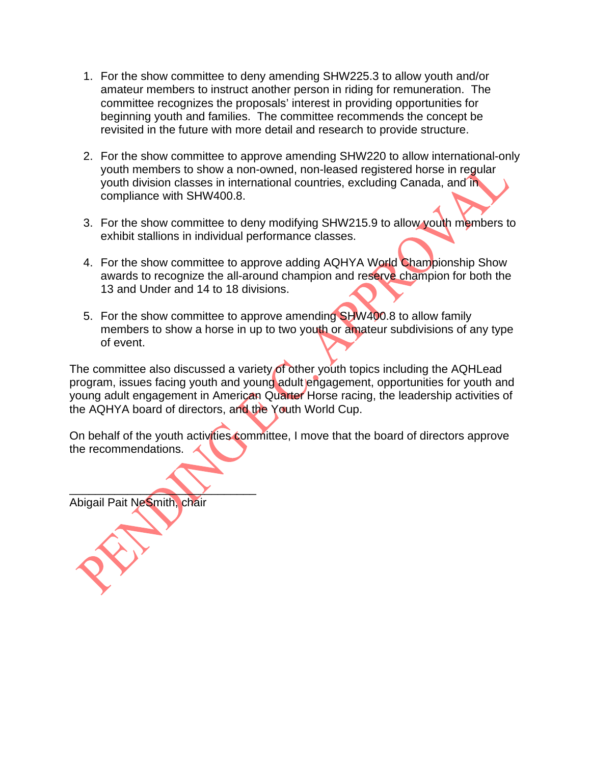1. For the show committee to deny amending SHW225.3 to allow youth and/or amateur members to instruct another person in riding for remuneration. The committee recognizes the proposals' interest in providing opportunities for beginning youth and families. The committee recommends the concept be revisited in the future with more detail and research to provide structure.

2. For the show committee to approve amending SHW220 to allow international-only youth members to show a non-owned, non-leased registered horse in regular youth division classes in international countries, excluding Canada, and in compliance with SHW400.8.

3. For the show committee to deny modifying SHW215.9 to allow youth members to exhibit stallions in individual performance classes.

4. For the show committee to approve adding AQHYA World Championship Show awards to recognize the all-around champion and reserve champion for both the 13 and Under and 14 to 18 divisions.

5. For the show committee to approve amending SHW400.8 to allow family members to show a horse in up to two youth or amateur subdivisions of any type of event.

The committee also discussed a variety of other youth topics including the AQHLead program, issues facing youth and young adult engagement, opportunities for youth and young adult engagement in American Quarter Horse racing, the leadership activities of the AQHYA board of directors, and the Youth World Cup.

On behalf of the youth activities committee, I move that the board of directors approve the recommendations.

______________________________

Abigail Pait NeSmith, chair

PENDING E.C. APPROVAL